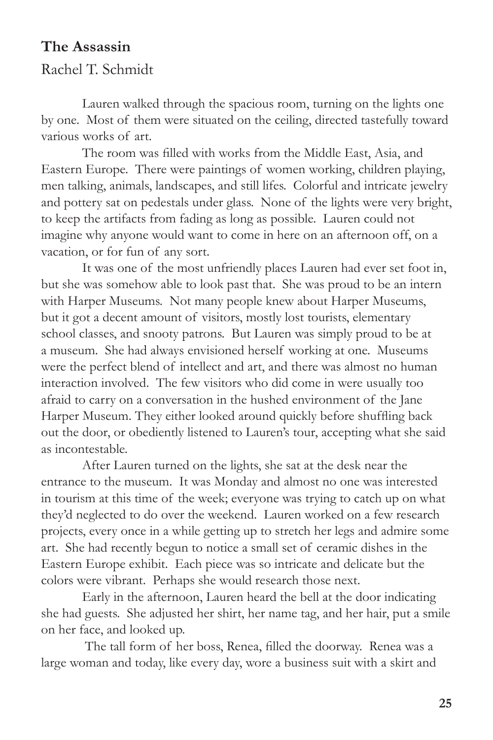## The Assassin

Rachel T. Schmidt

Lauren walked through the spacious room, turning on the lights one by one. Most of them were situated on the ceiling, directed tastefully toward various works of art.

The room was filled with works from the Middle East, Asia, and Eastern Europe. There were paintings of women working, children playing, men talking, animals, landscapes, and still lifes. Colorful and intricate jewelry and pottery sat on pedestals under glass. None of the lights were very bright, to keep the artifacts from fading as long as possible. Lauren could not imagine why anyone would want to come in here on an afternoon off, on a vacation, or for fun of any sort.

It was one of the most unfriendly places Lauren had ever set foot in, but she was somehow able to look past that. She was proud to be an intern with Harper Museums. Not many people knew about Harper Museums, but it got a decent amount of visitors, mostly lost tourists, elementary school classes, and snooty patrons. But Lauren was simply proud to be at a museum. She had always envisioned herself working at one. Museums were the perfect blend of intellect and art, and there was almost no human interaction involved. The few visitors who did come in were usually too afraid to carry on a conversation in the hushed environment of the Jane Harper Museum. They either looked around quickly before shuffling back out the door, or obediently listened to Lauren's tour, accepting what she said as incontestable.

After Lauren turned on the lights, she sat at the desk near the entrance to the museum. It was Monday and almost no one was interested in tourism at this time of the week; everyone was trying to catch up on what they'd neglected to do over the weekend. Lauren worked on a few research projects, every once in a while getting up to stretch her legs and admire some art. She had recently begun to notice a small set of ceramic dishes in the Eastern Europe exhibit. Each piece was so intricate and delicate but the colors were vibrant. Perhaps she would research those next.

Early in the afternoon, Lauren heard the bell at the door indicating she had guests. She adjusted her shirt, her name tag, and her hair, put a smile on her face, and looked up.

The tall form of her boss, Renea, filled the doorway. Renea was a large woman and today, like every day, wore a business suit with a skirt and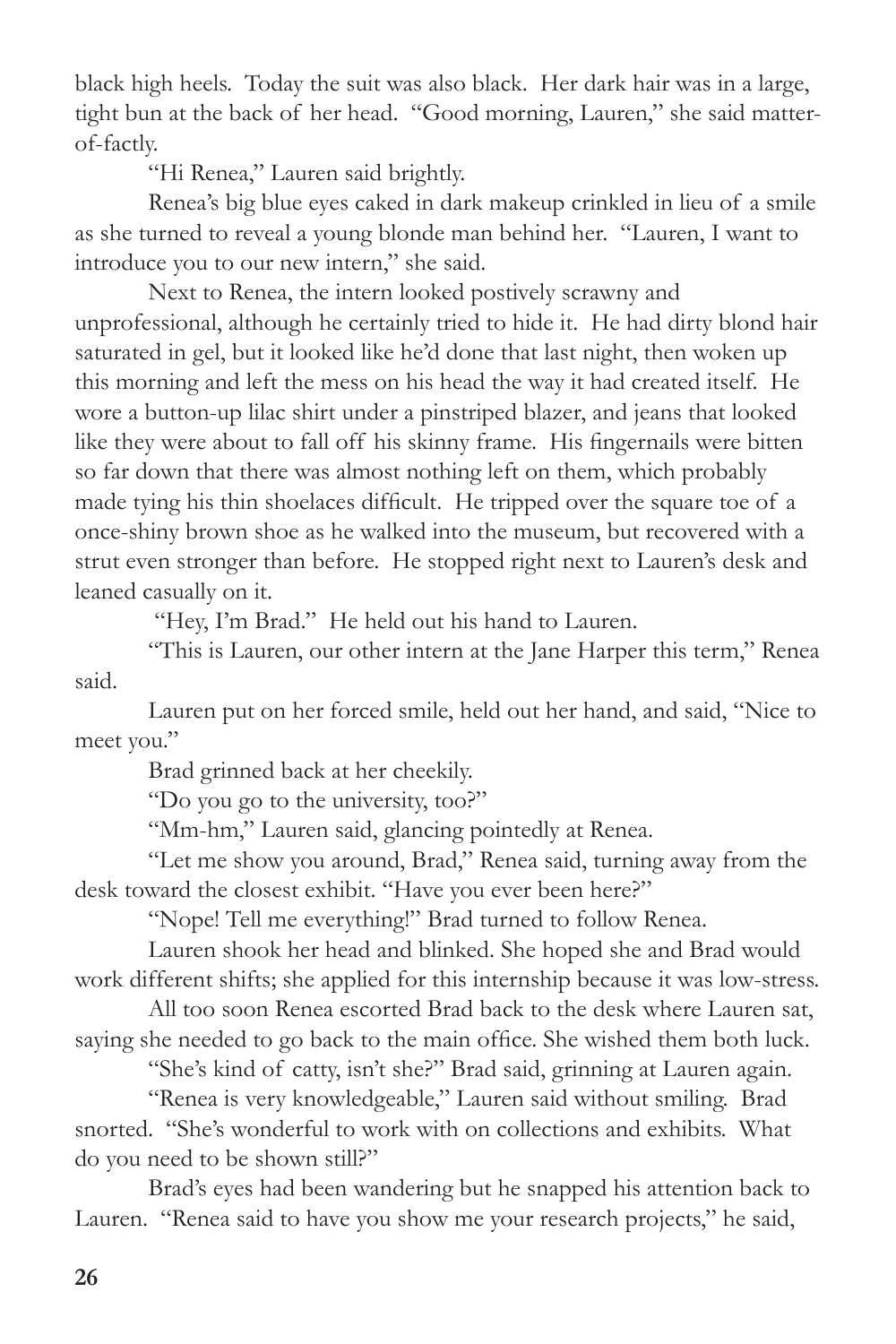black high heels. Today the suit was also black. Her dark hair was in a large, tight bun at the back of her head. "Good morning, Lauren," she said matter-of-factly.

"Hi Renea," Lauren said brightly.

Renea's big blue eyes caked in dark makeup crinkled in lieu of a smile as she turned to reveal a young blonde man behind her. "Lauren, I want to introduce you to our new intern," she said.

Next to Renea, the intern looked postively scrawny and unprofessional, although he certainly tried to hide it. He had dirty blond hair saturated in gel, but it looked like he'd done that last night, then woken up this morning and left the mess on his head the way it had created itself. He wore a button-up lilac shirt under a pinstriped blazer, and jeans that looked like they were about to fall off his skinny frame. His fingernails were bitten so far down that there was almost nothing left on them, which probably made tying his thin shoelaces difficult. He tripped over the square toe of a once-shiny brown shoe as he walked into the museum, but recovered with a strut even stronger than before. He stopped right next to Lauren's desk and leaned casually on it.

"Hey, I'm Brad." He held out his hand to Lauren.

"This is Lauren, our other intern at the Jane Harper this term," Renea said.

Lauren put on her forced smile, held out her hand, and said, "Nice to meet you."

Brad grinned back at her cheekily.

"Do you go to the university, too?"

"Mm-hm," Lauren said, glancing pointedly at Renea.

"Let me show you around, Brad," Renea said, turning away from the desk toward the closest exhibit. "Have you ever been here?"

"Nope! Tell me everything!" Brad turned to follow Renea.

Lauren shook her head and blinked. She hoped she and Brad would work different shifts; she applied for this internship because it was low-stress.

All too soon Renea escorted Brad back to the desk where Lauren sat, saying she needed to go back to the main office. She wished them both luck.

"She's kind of catty, isn't she?" Brad said, grinning at Lauren again.

"Renea is very knowledgeable," Lauren said without smiling. Brad snorted. "She's wonderful to work with on collections and exhibits. What do you need to be shown still?"

Brad's eyes had been wandering but he snapped his attention back to Lauren. "Renea said to have you show me your research projects," he said,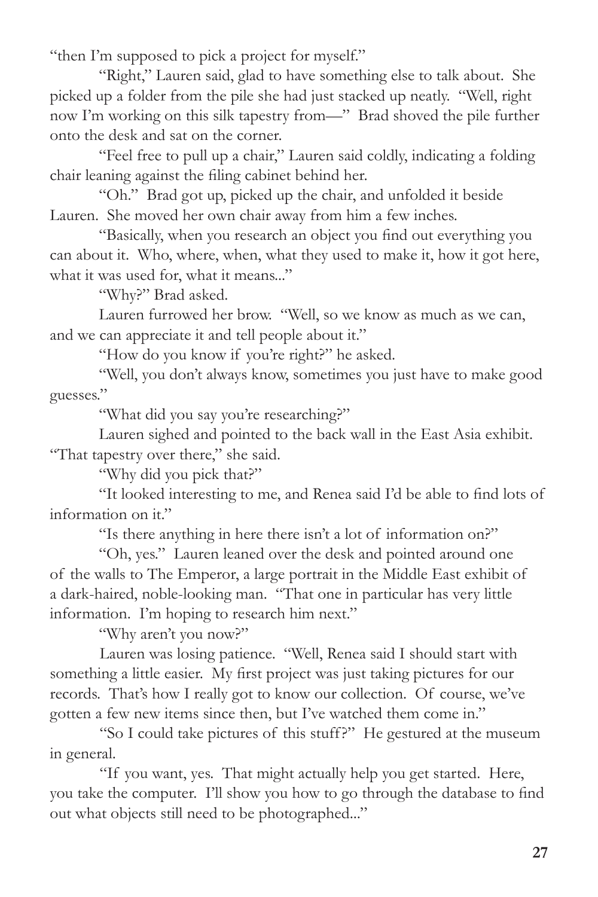"then I'm supposed to pick a project for myself."

"Right," Lauren said, glad to have something else to talk about. She picked up a folder from the pile she had just stacked up neatly. "Well, right now I'm working on this silk tapestry from—" Brad shoved the pile further onto the desk and sat on the corner.

"Feel free to pull up a chair," Lauren said coldly, indicating a folding chair leaning against the filing cabinet behind her.

"Oh." Brad got up, picked up the chair, and unfolded it beside Lauren. She moved her own chair away from him a few inches.

"Basically, when you research an object you find out everything you can about it. Who, where, when, what they used to make it, how it got here, what it was used for, what it means..."

"Why?" Brad asked.

Lauren furrowed her brow. "Well, so we know as much as we can, and we can appreciate it and tell people about it."

"How do you know if you're right?" he asked.

"Well, you don't always know, sometimes you just have to make good guesses."

"What did you say you're researching?"

Lauren sighed and pointed to the back wall in the East Asia exhibit. "That tapestry over there," she said.

"Why did you pick that?"

"It looked interesting to me, and Renea said I'd be able to find lots of information on it."

"Is there anything in here there isn't a lot of information on?"

"Oh, yes." Lauren leaned over the desk and pointed around one of the walls to The Emperor, a large portrait in the Middle East exhibit of a dark-haired, noble-looking man. "That one in particular has very little information. I'm hoping to research him next."

"Why aren't you now?"

Lauren was losing patience. "Well, Renea said I should start with something a little easier. My first project was just taking pictures for our records. That's how I really got to know our collection. Of course, we've gotten a few new items since then, but I've watched them come in."

"So I could take pictures of this stuff?" He gestured at the museum in general.

"If you want, yes. That might actually help you get started. Here, you take the computer. I'll show you how to go through the database to find out what objects still need to be photographed..."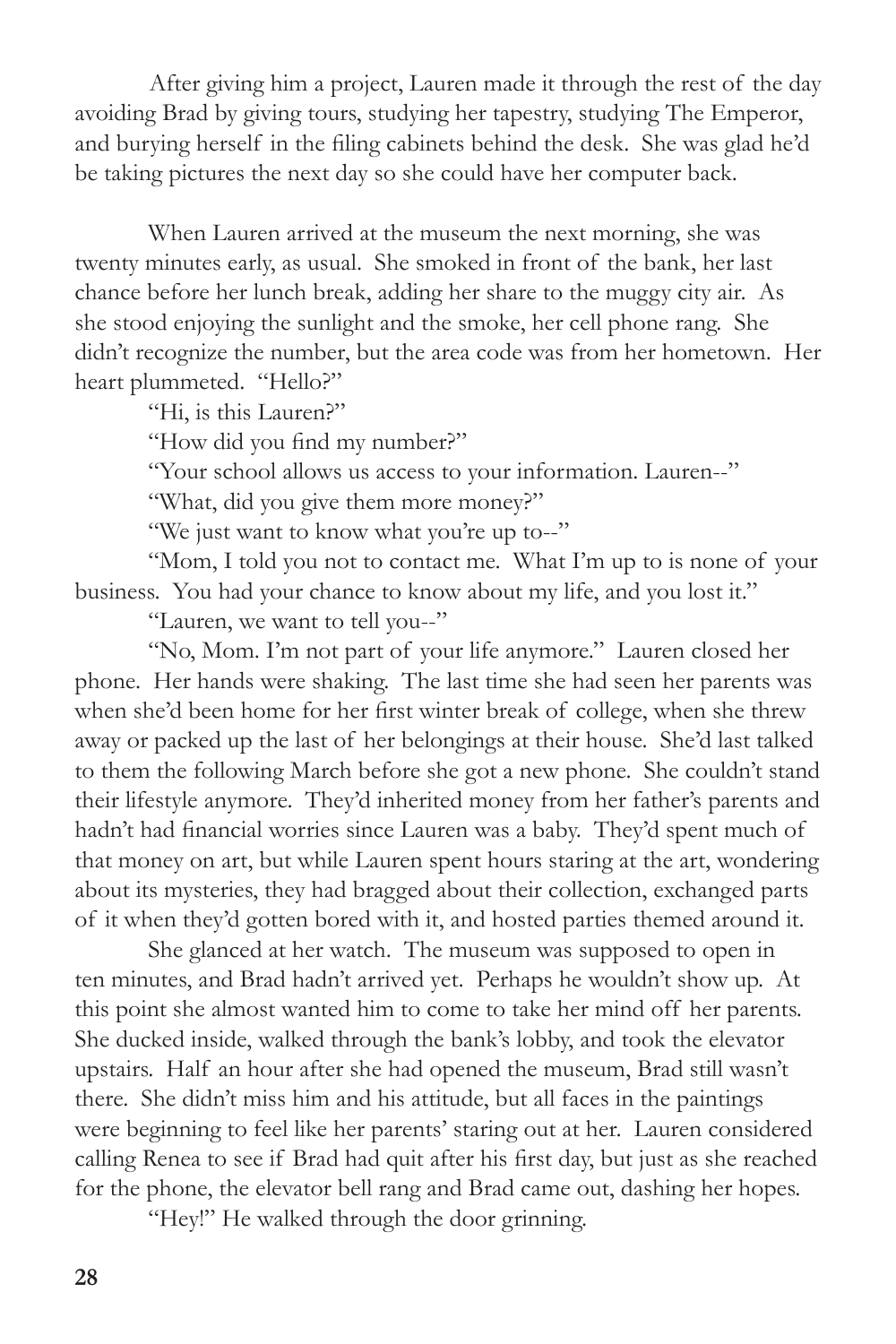After giving him a project, Lauren made it through the rest of the day avoiding Brad by giving tours, studying her tapestry, studying The Emperor, and burying herself in the filing cabinets behind the desk. She was glad he'd be taking pictures the next day so she could have her computer back.

When Lauren arrived at the museum the next morning, she was twenty minutes early, as usual. She smoked in front of the bank, her last chance before her lunch break, adding her share to the muggy city air. As she stood enjoying the sunlight and the smoke, her cell phone rang. She didn't recognize the number, but the area code was from her hometown. Her heart plummeted. "Hello?"

"Hi, is this Lauren?"

"How did you find my number?"

"Your school allows us access to your information. Lauren--"

"What, did you give them more money?"

"We just want to know what you're up to--"

"Mom, I told you not to contact me. What I'm up to is none of your business. You had your chance to know about my life, and you lost it."

"Lauren, we want to tell you--"

"No, Mom. I'm not part of your life anymore." Lauren closed her phone. Her hands were shaking. The last time she had seen her parents was when she'd been home for her first winter break of college, when she threw away or packed up the last of her belongings at their house. She'd last talked to them the following March before she got a new phone. She couldn't stand their lifestyle anymore. They'd inherited money from her father's parents and hadn't had financial worries since Lauren was a baby. They'd spent much of that money on art, but while Lauren spent hours staring at the art, wondering about its mysteries, they had bragged about their collection, exchanged parts of it when they'd gotten bored with it, and hosted parties themed around it.

She glanced at her watch. The museum was supposed to open in ten minutes, and Brad hadn't arrived yet. Perhaps he wouldn't show up. At this point she almost wanted him to come to take her mind off her parents. She ducked inside, walked through the bank's lobby, and took the elevator upstairs. Half an hour after she had opened the museum, Brad still wasn't there. She didn't miss him and his attitude, but all faces in the paintings were beginning to feel like her parents' staring out at her. Lauren considered calling Renea to see if Brad had quit after his first day, but just as she reached for the phone, the elevator bell rang and Brad came out, dashing her hopes.

"Hey!" He walked through the door grinning.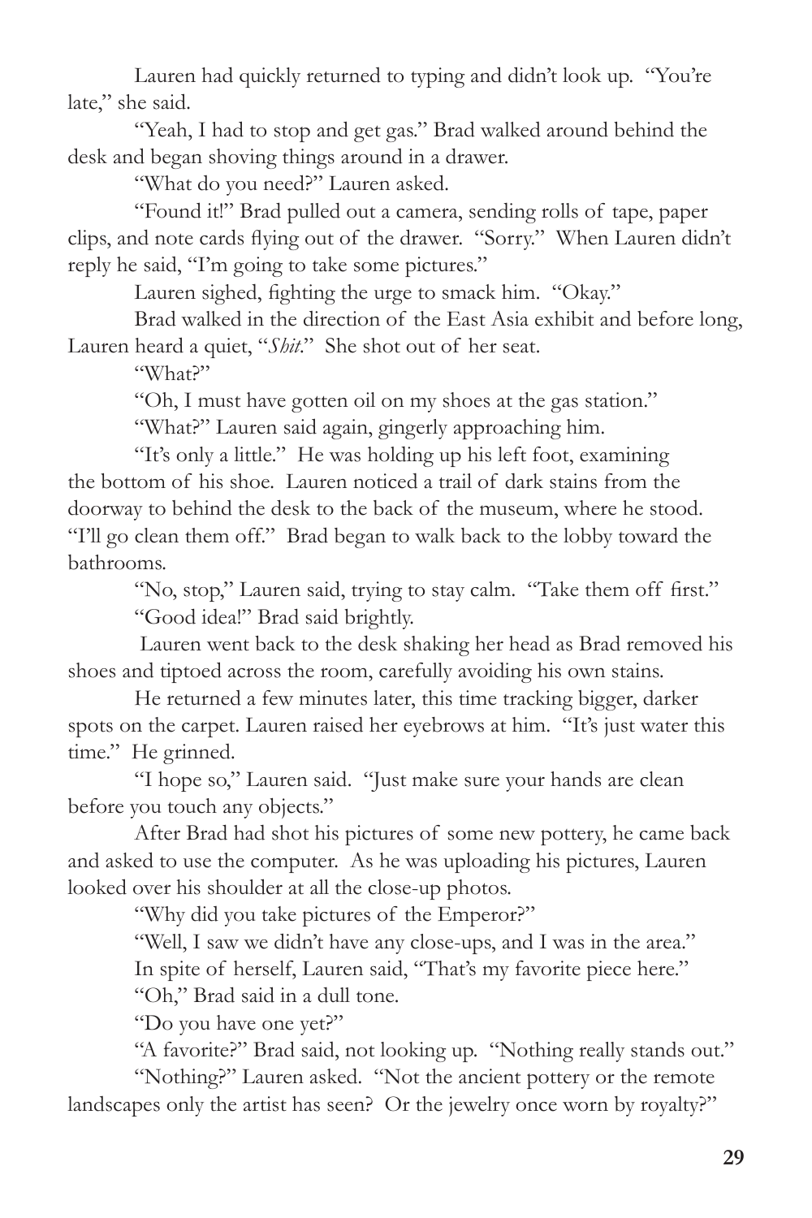Lauren had quickly returned to typing and didn't look up. "You're late," she said.

"Yeah, I had to stop and get gas." Brad walked around behind the desk and began shoving things around in a drawer.

"What do you need?" Lauren asked.

"Found it!" Brad pulled out a camera, sending rolls of tape, paper clips, and note cards flying out of the drawer. "Sorry." When Lauren didn't reply he said, "I'm going to take some pictures."

Lauren sighed, fighting the urge to smack him. "Okay."

Brad walked in the direction of the East Asia exhibit and before long, Lauren heard a quiet, "*Shit*." She shot out of her seat.

"What?"

"Oh, I must have gotten oil on my shoes at the gas station."

"What?" Lauren said again, gingerly approaching him.

"It's only a little." He was holding up his left foot, examining the bottom of his shoe. Lauren noticed a trail of dark stains from the doorway to behind the desk to the back of the museum, where he stood. "I'll go clean them off." Brad began to walk back to the lobby toward the bathrooms.

"No, stop," Lauren said, trying to stay calm. "Take them off first."

"Good idea!" Brad said brightly.

Lauren went back to the desk shaking her head as Brad removed his shoes and tiptoed across the room, carefully avoiding his own stains.

He returned a few minutes later, this time tracking bigger, darker spots on the carpet. Lauren raised her eyebrows at him. "It's just water this time." He grinned.

"I hope so," Lauren said. "Just make sure your hands are clean before you touch any objects."

After Brad had shot his pictures of some new pottery, he came back and asked to use the computer. As he was uploading his pictures, Lauren looked over his shoulder at all the close-up photos.

"Why did you take pictures of the Emperor?"

"Well, I saw we didn't have any close-ups, and I was in the area."

In spite of herself, Lauren said, "That's my favorite piece here."

"Oh," Brad said in a dull tone.

"Do you have one yet?"

"A favorite?" Brad said, not looking up. "Nothing really stands out."

"Nothing?" Lauren asked. "Not the ancient pottery or the remote landscapes only the artist has seen? Or the jewelry once worn by royalty?"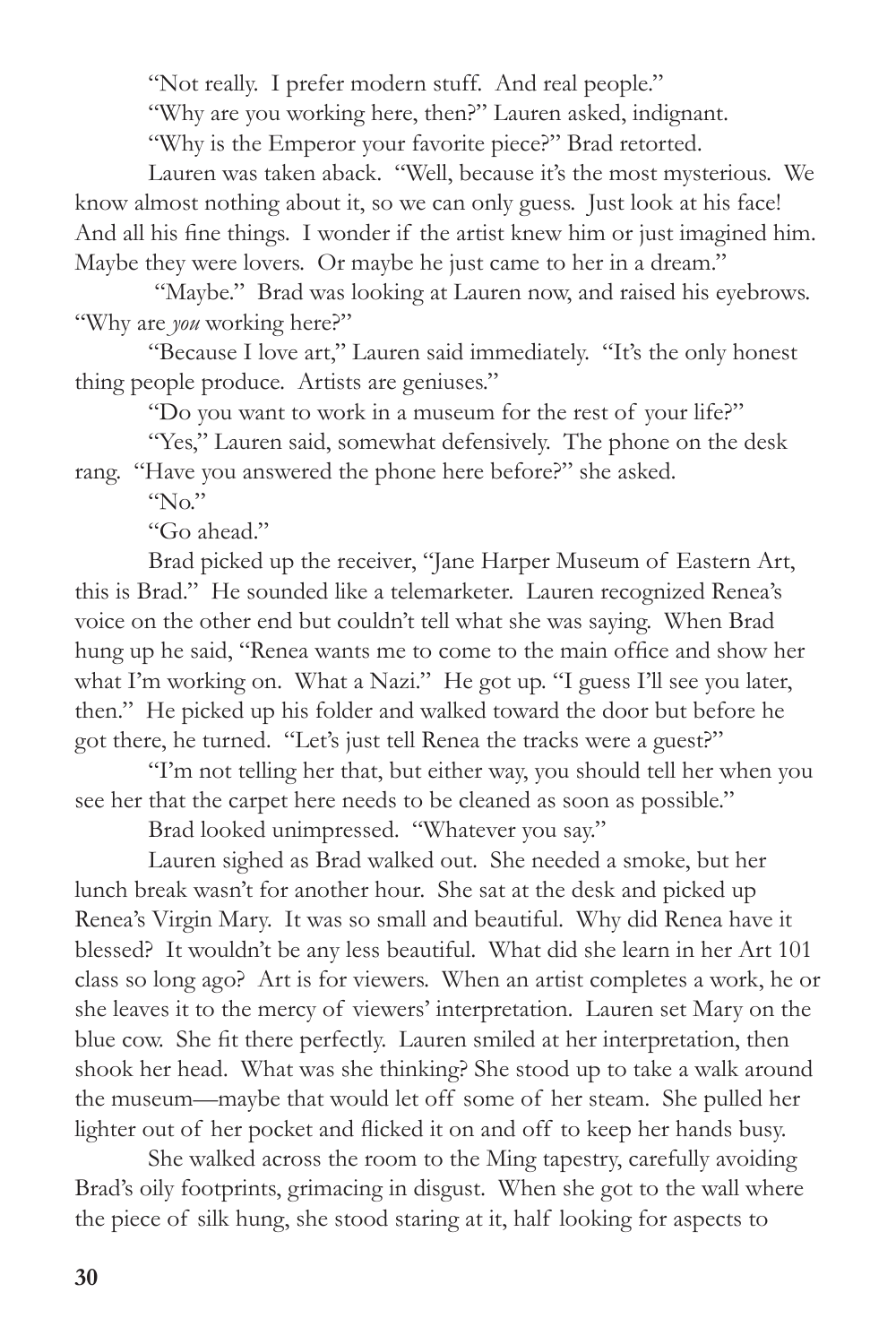"Not really. I prefer modern stuff. And real people."

"Why are you working here, then?" Lauren asked, indignant.

"Why is the Emperor your favorite piece?" Brad retorted.

Lauren was taken aback. "Well, because it's the most mysterious. We know almost nothing about it, so we can only guess. Just look at his face! And all his fine things. I wonder if the artist knew him or just imagined him. Maybe they were lovers. Or maybe he just came to her in a dream."

"Maybe." Brad was looking at Lauren now, and raised his eyebrows. "Why are *you* working here?"

"Because I love art," Lauren said immediately. "It's the only honest thing people produce. Artists are geniuses."

"Do you want to work in a museum for the rest of your life?"

"Yes," Lauren said, somewhat defensively. The phone on the desk rang. "Have you answered the phone here before?" she asked.

"No."

"Go ahead."

Brad picked up the receiver, "Jane Harper Museum of Eastern Art, this is Brad." He sounded like a telemarketer. Lauren recognized Renea's voice on the other end but couldn't tell what she was saying. When Brad hung up he said, "Renea wants me to come to the main office and show her what I'm working on. What a Nazi." He got up. "I guess I'll see you later, then." He picked up his folder and walked toward the door but before he got there, he turned. "Let's just tell Renea the tracks were a guest?"

"I'm not telling her that, but either way, you should tell her when you see her that the carpet here needs to be cleaned as soon as possible."

Brad looked unimpressed. "Whatever you say."

Lauren sighed as Brad walked out. She needed a smoke, but her lunch break wasn't for another hour. She sat at the desk and picked up Renea's Virgin Mary. It was so small and beautiful. Why did Renea have it blessed? It wouldn't be any less beautiful. What did she learn in her Art 101 class so long ago? Art is for viewers. When an artist completes a work, he or she leaves it to the mercy of viewers' interpretation. Lauren set Mary on the blue cow. She fit there perfectly. Lauren smiled at her interpretation, then shook her head. What was she thinking? She stood up to take a walk around the museum—maybe that would let off some of her steam. She pulled her lighter out of her pocket and flicked it on and off to keep her hands busy.

She walked across the room to the Ming tapestry, carefully avoiding Brad's oily footprints, grimacing in disgust. When she got to the wall where the piece of silk hung, she stood staring at it, half looking for aspects to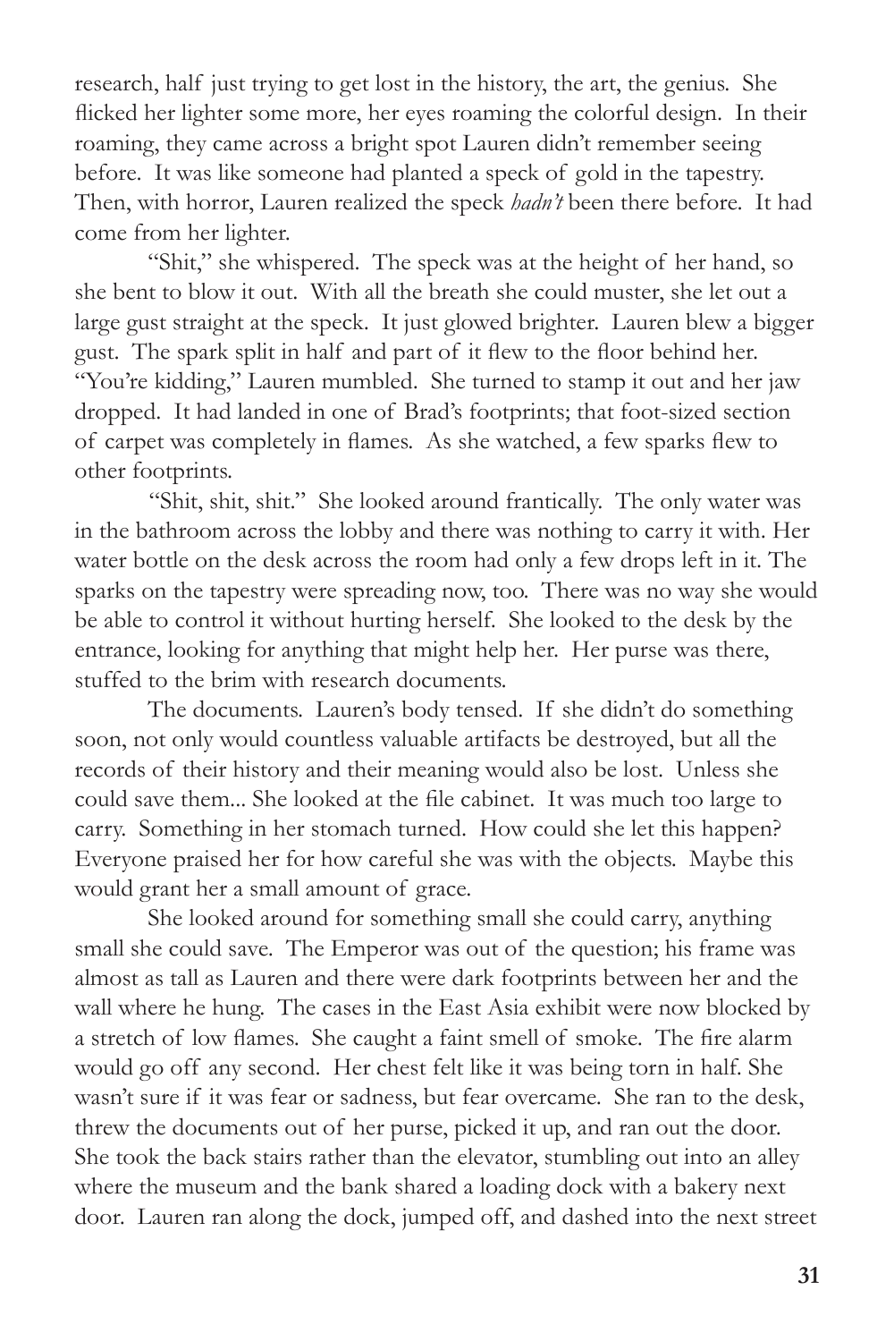research, half just trying to get lost in the history, the art, the genius. She flicked her lighter some more, her eyes roaming the colorful design. In their roaming, they came across a bright spot Lauren didn't remember seeing before. It was like someone had planted a speck of gold in the tapestry. Then, with horror, Lauren realized the speck *hadn't* been there before. It had come from her lighter.

"Shit," she whispered. The speck was at the height of her hand, so she bent to blow it out. With all the breath she could muster, she let out a large gust straight at the speck. It just glowed brighter. Lauren blew a bigger gust. The spark split in half and part of it flew to the floor behind her. "You're kidding," Lauren mumbled. She turned to stamp it out and her jaw dropped. It had landed in one of Brad's footprints; that foot-sized section of carpet was completely in flames. As she watched, a few sparks flew to other footprints.

"Shit, shit, shit." She looked around frantically. The only water was in the bathroom across the lobby and there was nothing to carry it with. Her water bottle on the desk across the room had only a few drops left in it. The sparks on the tapestry were spreading now, too. There was no way she would be able to control it without hurting herself. She looked to the desk by the entrance, looking for anything that might help her. Her purse was there, stuffed to the brim with research documents.

The documents. Lauren's body tensed. If she didn't do something soon, not only would countless valuable artifacts be destroyed, but all the records of their history and their meaning would also be lost. Unless she could save them... She looked at the file cabinet. It was much too large to carry. Something in her stomach turned. How could she let this happen? Everyone praised her for how careful she was with the objects. Maybe this would grant her a small amount of grace.

She looked around for something small she could carry, anything small she could save. The Emperor was out of the question; his frame was almost as tall as Lauren and there were dark footprints between her and the wall where he hung. The cases in the East Asia exhibit were now blocked by a stretch of low flames. She caught a faint smell of smoke. The fire alarm would go off any second. Her chest felt like it was being torn in half. She wasn't sure if it was fear or sadness, but fear overcame. She ran to the desk, threw the documents out of her purse, picked it up, and ran out the door. She took the back stairs rather than the elevator, stumbling out into an alley where the museum and the bank shared a loading dock with a bakery next door. Lauren ran along the dock, jumped off, and dashed into the next street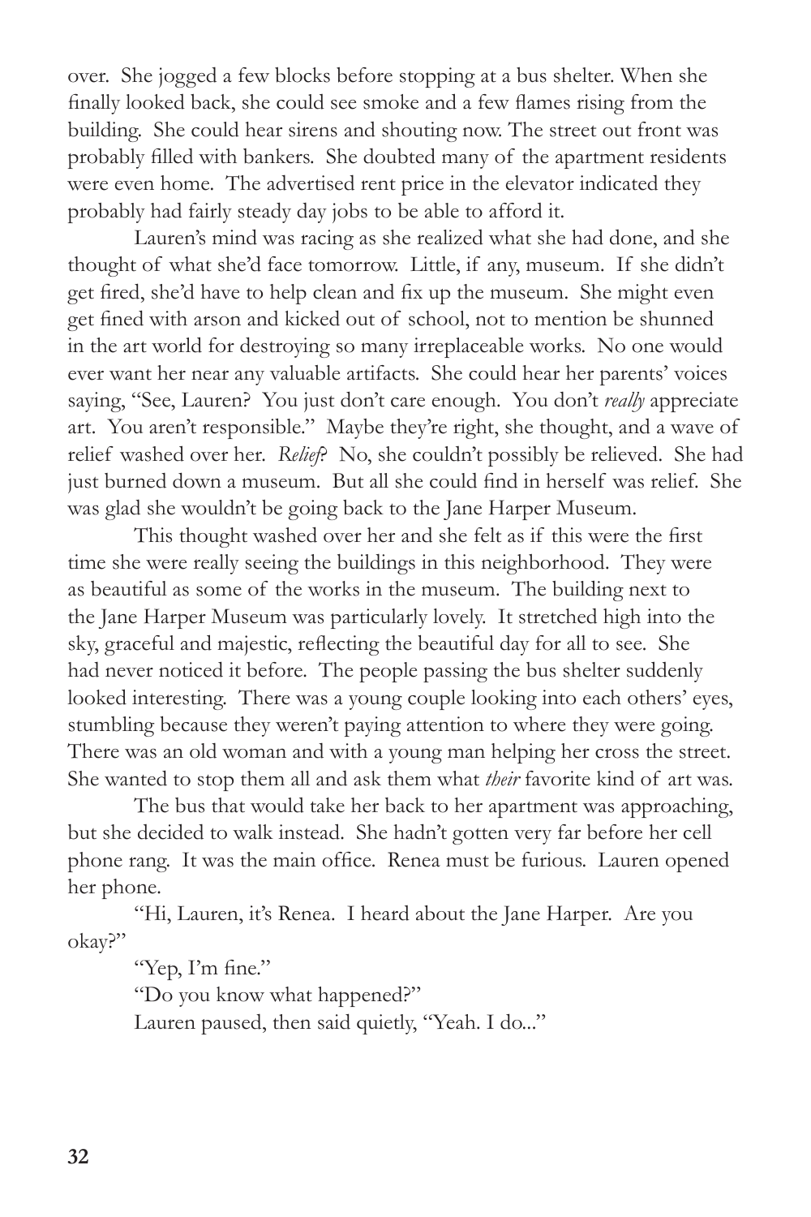over. She jogged a few blocks before stopping at a bus shelter. When she finally looked back, she could see smoke and a few flames rising from the building. She could hear sirens and shouting now. The street out front was probably filled with bankers. She doubted many of the apartment residents were even home. The advertised rent price in the elevator indicated they probably had fairly steady day jobs to be able to afford it.

Lauren's mind was racing as she realized what she had done, and she thought of what she'd face tomorrow. Little, if any, museum. If she didn't get fired, she'd have to help clean and fix up the museum. She might even get fined with arson and kicked out of school, not to mention be shunned in the art world for destroying so many irreplaceable works. No one would ever want her near any valuable artifacts. She could hear her parents' voices saying, "See, Lauren? You just don't care enough. You don't *really* appreciate art. You aren't responsible." Maybe they're right, she thought, and a wave of relief washed over her. *Relief*? No, she couldn't possibly be relieved. She had just burned down a museum. But all she could find in herself was relief. She was glad she wouldn't be going back to the Jane Harper Museum.

This thought washed over her and she felt as if this were the first time she were really seeing the buildings in this neighborhood. They were as beautiful as some of the works in the museum. The building next to the Jane Harper Museum was particularly lovely. It stretched high into the sky, graceful and majestic, reflecting the beautiful day for all to see. She had never noticed it before. The people passing the bus shelter suddenly looked interesting. There was a young couple looking into each others' eyes, stumbling because they weren't paying attention to where they were going. There was an old woman and with a young man helping her cross the street. She wanted to stop them all and ask them what *their* favorite kind of art was.

The bus that would take her back to her apartment was approaching, but she decided to walk instead. She hadn't gotten very far before her cell phone rang. It was the main office. Renea must be furious. Lauren opened her phone.

"Hi, Lauren, it's Renea. I heard about the Jane Harper. Are you okay?"

"Yep, I'm fine."

"Do you know what happened?"

Lauren paused, then said quietly, "Yeah. I do..."